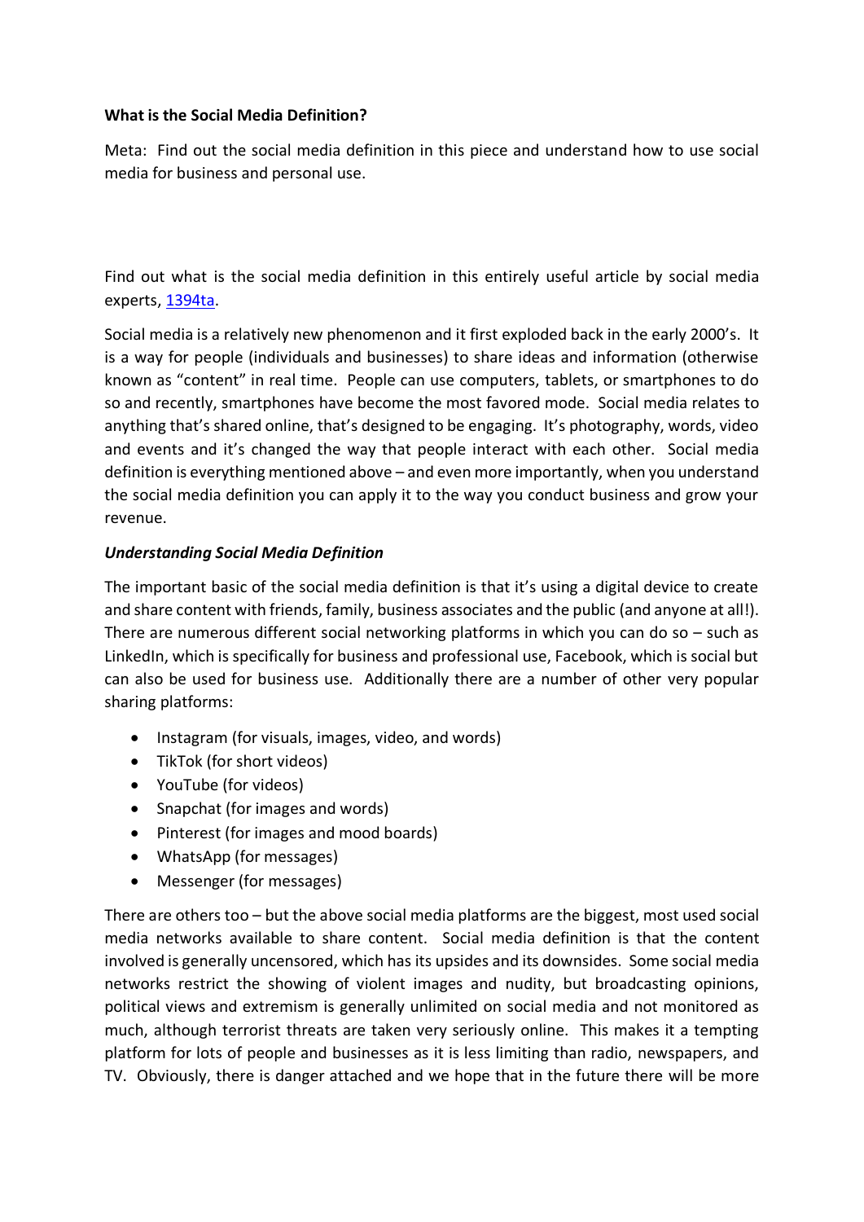**What is the Social Media Definition?**

Meta: Find out the social media definition in this piece and understand how to use social media for business and personal use.

Find out what is the social media definition in this entirely useful article by social media experts, [1394ta](1394ta).

Social media is a relatively new phenomenon and it first exploded back in the early 2000's. It is a way for people (individuals and businesses) to share ideas and information (otherwise known as "content" in real time. People can use computers, tablets, or smartphones to do so and recently, smartphones have become the most favored mode. Social media relates to anything that's shared online, that's designed to be engaging. It's photography, words, video and events and it's changed the way that people interact with each other. Social media definition is everything mentioned above – and even more importantly, when you understand the social media definition you can apply it to the way you conduct business and grow your revenue.

***Understanding Social Media Definition***

The important basic of the social media definition is that it's using a digital device to create and share content with friends, family, business associates and the public (and anyone at all!). There are numerous different social networking platforms in which you can do so – such as LinkedIn, which is specifically for business and professional use, Facebook, which is social but can also be used for business use. Additionally there are a number of other very popular sharing platforms:

- Instagram (for visuals, images, video, and words)
- TikTok (for short videos)
- YouTube (for videos)
- Snapchat (for images and words)
- Pinterest (for images and mood boards)
- WhatsApp (for messages)
- Messenger (for messages)

There are others too – but the above social media platforms are the biggest, most used social media networks available to share content. Social media definition is that the content involved is generally uncensored, which has its upsides and its downsides. Some social media networks restrict the showing of violent images and nudity, but broadcasting opinions, political views and extremism is generally unlimited on social media and not monitored as much, although terrorist threats are taken very seriously online. This makes it a tempting platform for lots of people and businesses as it is less limiting than radio, newspapers, and TV. Obviously, there is danger attached and we hope that in the future there will be more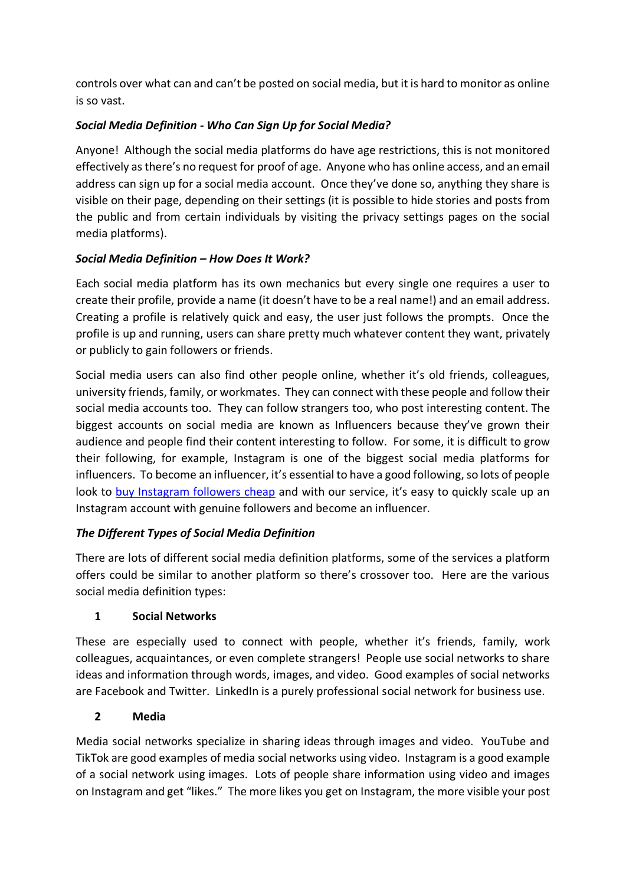controls over what can and can't be posted on social media, but it is hard to monitor as online is so vast.

### *Social Media Definition - Who Can Sign Up for Social Media?*

Anyone! Although the social media platforms do have age restrictions, this is not monitored effectively as there's no request for proof of age. Anyone who has online access, and an email address can sign up for a social media account. Once they've done so, anything they share is visible on their page, depending on their settings (it is possible to hide stories and posts from the public and from certain individuals by visiting the privacy settings pages on the social media platforms).

### *Social Media Definition – How Does It Work?*

Each social media platform has its own mechanics but every single one requires a user to create their profile, provide a name (it doesn't have to be a real name!) and an email address. Creating a profile is relatively quick and easy, the user just follows the prompts. Once the profile is up and running, users can share pretty much whatever content they want, privately or publicly to gain followers or friends.

Social media users can also find other people online, whether it's old friends, colleagues, university friends, family, or workmates. They can connect with these people and follow their social media accounts too. They can follow strangers too, who post interesting content. The biggest accounts on social media are known as Influencers because they've grown their audience and people find their content interesting to follow. For some, it is difficult to grow their following, for example, Instagram is one of the biggest social media platforms for influencers. To become an influencer, it's essential to have a good following, so lots of people look to buy Instagram followers cheap and with our service, it's easy to quickly scale up an Instagram account with genuine followers and become an influencer.

### *The Different Types of Social Media Definition*

There are lots of different social media definition platforms, some of the services a platform offers could be similar to another platform so there's crossover too. Here are the various social media definition types:

#### 1 Social Networks

These are especially used to connect with people, whether it's friends, family, work colleagues, acquaintances, or even complete strangers! People use social networks to share ideas and information through words, images, and video. Good examples of social networks are Facebook and Twitter. LinkedIn is a purely professional social network for business use.

#### 2 Media

Media social networks specialize in sharing ideas through images and video. YouTube and TikTok are good examples of media social networks using video. Instagram is a good example of a social network using images. Lots of people share information using video and images on Instagram and get "likes." The more likes you get on Instagram, the more visible your post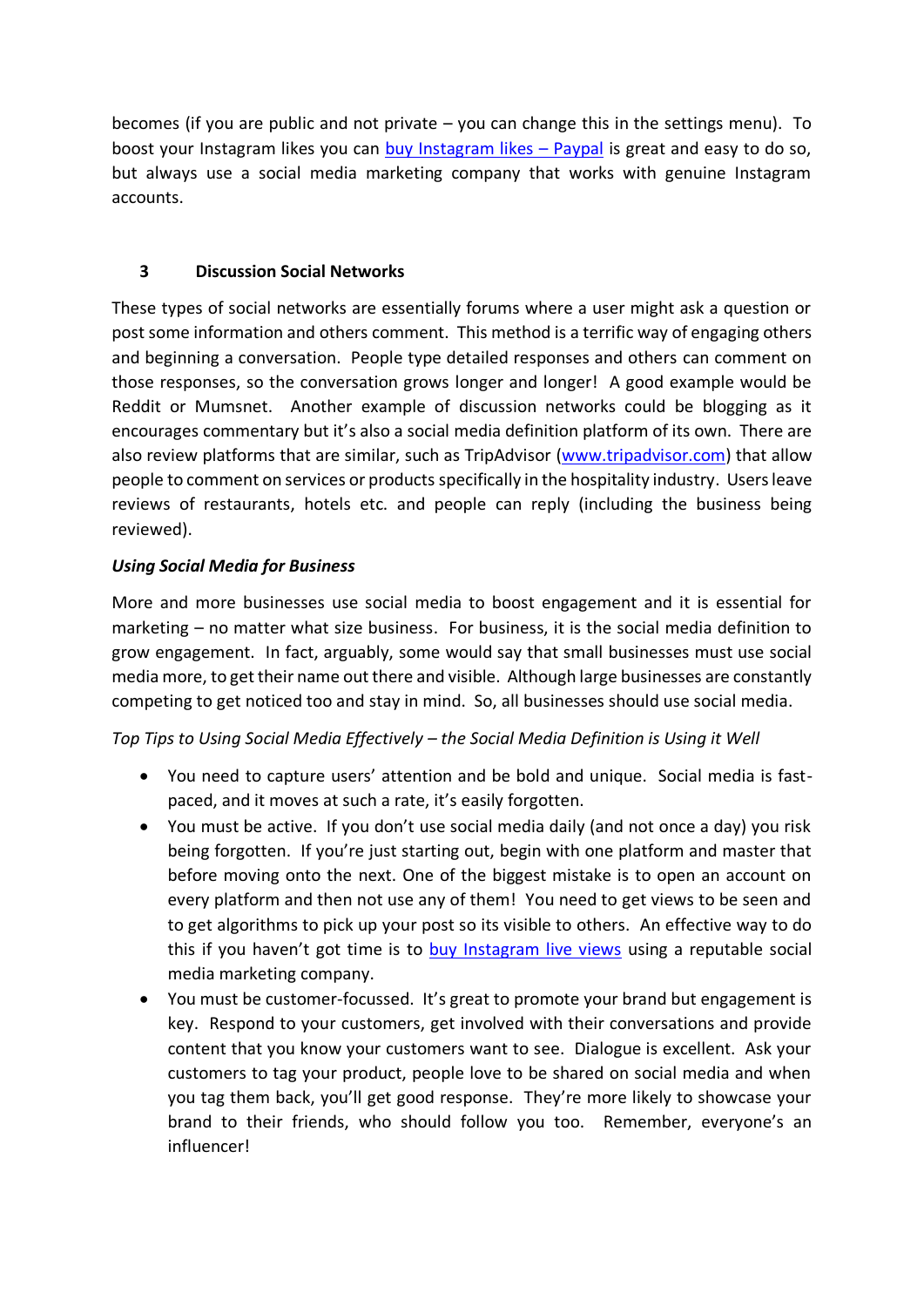becomes (if you are public and not private – you can change this in the settings menu). To boost your Instagram likes you can buy Instagram likes – Paypal is great and easy to do so, but always use a social media marketing company that works with genuine Instagram accounts.

### 3 Discussion Social Networks

These types of social networks are essentially forums where a user might ask a question or post some information and others comment. This method is a terrific way of engaging others and beginning a conversation. People type detailed responses and others can comment on those responses, so the conversation grows longer and longer! A good example would be Reddit or Mumsnet. Another example of discussion networks could be blogging as it encourages commentary but it's also a social media definition platform of its own. There are also review platforms that are similar, such as TripAdvisor (www.tripadvisor.com) that allow people to comment on services or products specifically in the hospitality industry. Users leave reviews of restaurants, hotels etc. and people can reply (including the business being reviewed).

***Using Social Media for Business***

More and more businesses use social media to boost engagement and it is essential for marketing – no matter what size business. For business, it is the social media definition to grow engagement. In fact, arguably, some would say that small businesses must use social media more, to get their name out there and visible. Although large businesses are constantly competing to get noticed too and stay in mind. So, all businesses should use social media.

*Top Tips to Using Social Media Effectively – the Social Media Definition is Using it Well*

- You need to capture users' attention and be bold and unique. Social media is fast-paced, and it moves at such a rate, it's easily forgotten.
- You must be active. If you don't use social media daily (and not once a day) you risk being forgotten. If you're just starting out, begin with one platform and master that before moving onto the next. One of the biggest mistake is to open an account on every platform and then not use any of them! You need to get views to be seen and to get algorithms to pick up your post so its visible to others. An effective way to do this if you haven't got time is to buy Instagram live views using a reputable social media marketing company.
- You must be customer-focussed. It's great to promote your brand but engagement is key. Respond to your customers, get involved with their conversations and provide content that you know your customers want to see. Dialogue is excellent. Ask your customers to tag your product, people love to be shared on social media and when you tag them back, you'll get good response. They're more likely to showcase your brand to their friends, who should follow you too. Remember, everyone's an influencer!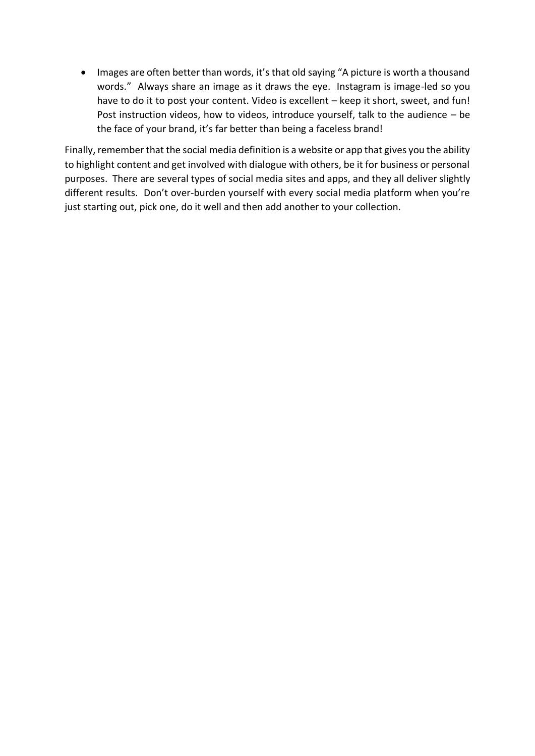- Images are often better than words, it's that old saying "A picture is worth a thousand words." Always share an image as it draws the eye. Instagram is image-led so you have to do it to post your content. Video is excellent – keep it short, sweet, and fun! Post instruction videos, how to videos, introduce yourself, talk to the audience – be the face of your brand, it's far better than being a faceless brand!

Finally, remember that the social media definition is a website or app that gives you the ability to highlight content and get involved with dialogue with others, be it for business or personal purposes. There are several types of social media sites and apps, and they all deliver slightly different results. Don't over-burden yourself with every social media platform when you're just starting out, pick one, do it well and then add another to your collection.